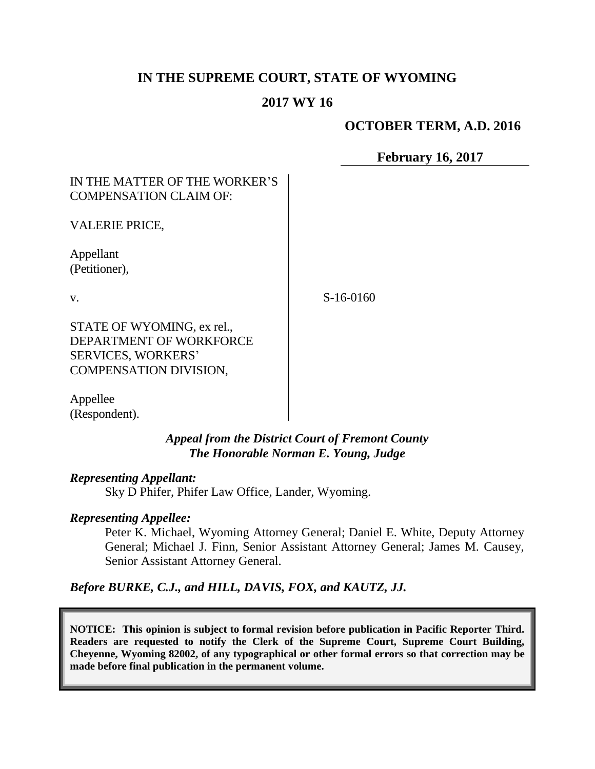# IN THE SUPREME COURT, STATE OF WYOMING

## 2017 WY 16

**OCTOBER TERM, A.D. 2016**

**February 16, 2017**

IN THE MATTER OF THE WORKER'S COMPENSATION CLAIM OF:

VALERIE PRICE,

Appellant
(Petitioner),

v.

STATE OF WYOMING, ex rel., DEPARTMENT OF WORKFORCE SERVICES, WORKERS' COMPENSATION DIVISION,

Appellee
(Respondent).

S-16-0160

***Appeal from the District Court of Fremont County***
***The Honorable Norman E. Young, Judge***

***Representing Appellant:***

Sky D Phifer, Phifer Law Office, Lander, Wyoming.

***Representing Appellee:***

Peter K. Michael, Wyoming Attorney General; Daniel E. White, Deputy Attorney General; Michael J. Finn, Senior Assistant Attorney General; James M. Causey, Senior Assistant Attorney General.

***Before BURKE, C.J., and HILL, DAVIS, FOX, and KAUTZ, JJ.***

**NOTICE: This opinion is subject to formal revision before publication in Pacific Reporter Third. Readers are requested to notify the Clerk of the Supreme Court, Supreme Court Building, Cheyenne, Wyoming 82002, of any typographical or other formal errors so that correction may be made before final publication in the permanent volume.**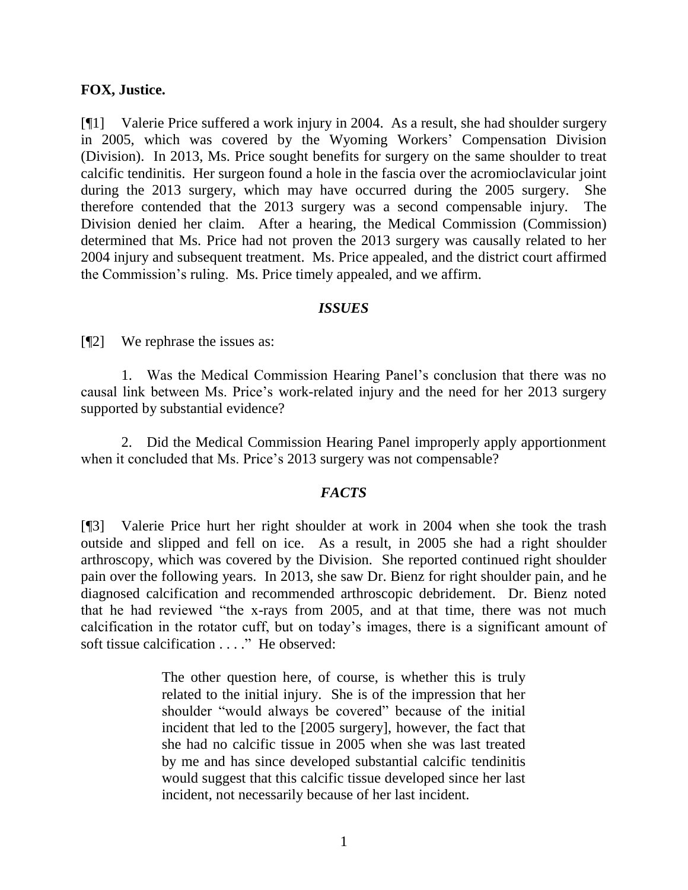**FOX, Justice.**

[¶1] Valerie Price suffered a work injury in 2004. As a result, she had shoulder surgery in 2005, which was covered by the Wyoming Workers' Compensation Division (Division). In 2013, Ms. Price sought benefits for surgery on the same shoulder to treat calcific tendinitis. Her surgeon found a hole in the fascia over the acromioclavicular joint during the 2013 surgery, which may have occurred during the 2005 surgery. She therefore contended that the 2013 surgery was a second compensable injury. The Division denied her claim. After a hearing, the Medical Commission (Commission) determined that Ms. Price had not proven the 2013 surgery was causally related to her 2004 injury and subsequent treatment. Ms. Price appealed, and the district court affirmed the Commission's ruling. Ms. Price timely appealed, and we affirm.

### *ISSUES*

[¶2] We rephrase the issues as:

1. Was the Medical Commission Hearing Panel's conclusion that there was no causal link between Ms. Price's work-related injury and the need for her 2013 surgery supported by substantial evidence?

2. Did the Medical Commission Hearing Panel improperly apply apportionment when it concluded that Ms. Price's 2013 surgery was not compensable?

### *FACTS*

[¶3] Valerie Price hurt her right shoulder at work in 2004 when she took the trash outside and slipped and fell on ice. As a result, in 2005 she had a right shoulder arthroscopy, which was covered by the Division. She reported continued right shoulder pain over the following years. In 2013, she saw Dr. Bienz for right shoulder pain, and he diagnosed calcification and recommended arthroscopic debridement. Dr. Bienz noted that he had reviewed "the x-rays from 2005, and at that time, there was not much calcification in the rotator cuff, but on today's images, there is a significant amount of soft tissue calcification . . . ." He observed:

> The other question here, of course, is whether this is truly related to the initial injury. She is of the impression that her shoulder "would always be covered" because of the initial incident that led to the [2005 surgery], however, the fact that she had no calcific tissue in 2005 when she was last treated by me and has since developed substantial calcific tendinitis would suggest that this calcific tissue developed since her last incident, not necessarily because of her last incident.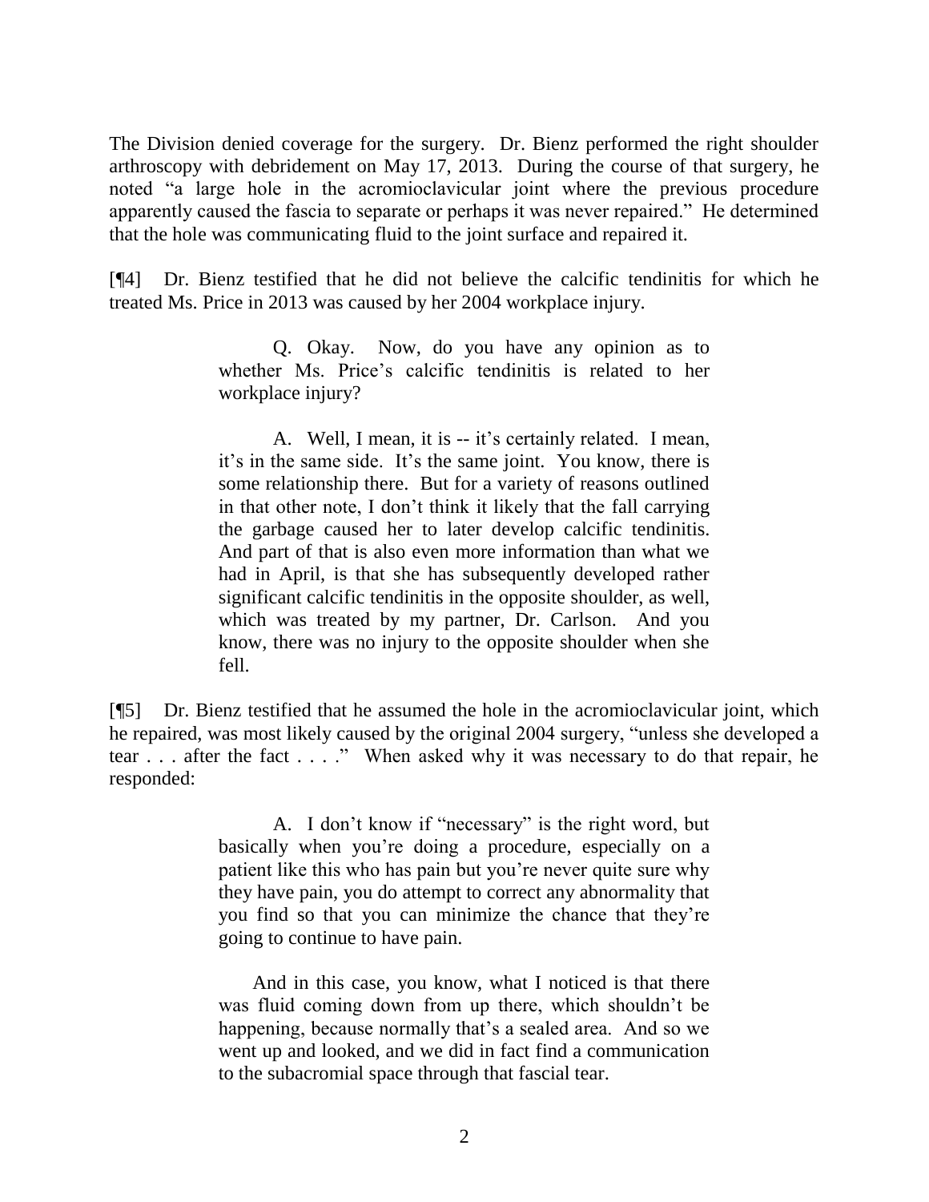The Division denied coverage for the surgery. Dr. Bienz performed the right shoulder arthroscopy with debridement on May 17, 2013. During the course of that surgery, he noted "a large hole in the acromioclavicular joint where the previous procedure apparently caused the fascia to separate or perhaps it was never repaired." He determined that the hole was communicating fluid to the joint surface and repaired it.

[¶4] Dr. Bienz testified that he did not believe the calcific tendinitis for which he treated Ms. Price in 2013 was caused by her 2004 workplace injury.

> Q. Okay. Now, do you have any opinion as to whether Ms. Price's calcific tendinitis is related to her workplace injury?
>
> A. Well, I mean, it is -- it's certainly related. I mean, it's in the same side. It's the same joint. You know, there is some relationship there. But for a variety of reasons outlined in that other note, I don't think it likely that the fall carrying the garbage caused her to later develop calcific tendinitis. And part of that is also even more information than what we had in April, is that she has subsequently developed rather significant calcific tendinitis in the opposite shoulder, as well, which was treated by my partner, Dr. Carlson. And you know, there was no injury to the opposite shoulder when she fell.

[¶5] Dr. Bienz testified that he assumed the hole in the acromioclavicular joint, which he repaired, was most likely caused by the original 2004 surgery, "unless she developed a tear . . . after the fact . . . ." When asked why it was necessary to do that repair, he responded:

> A. I don't know if "necessary" is the right word, but basically when you're doing a procedure, especially on a patient like this who has pain but you're never quite sure why they have pain, you do attempt to correct any abnormality that you find so that you can minimize the chance that they're going to continue to have pain.
>
> And in this case, you know, what I noticed is that there was fluid coming down from up there, which shouldn't be happening, because normally that's a sealed area. And so we went up and looked, and we did in fact find a communication to the subacromial space through that fascial tear.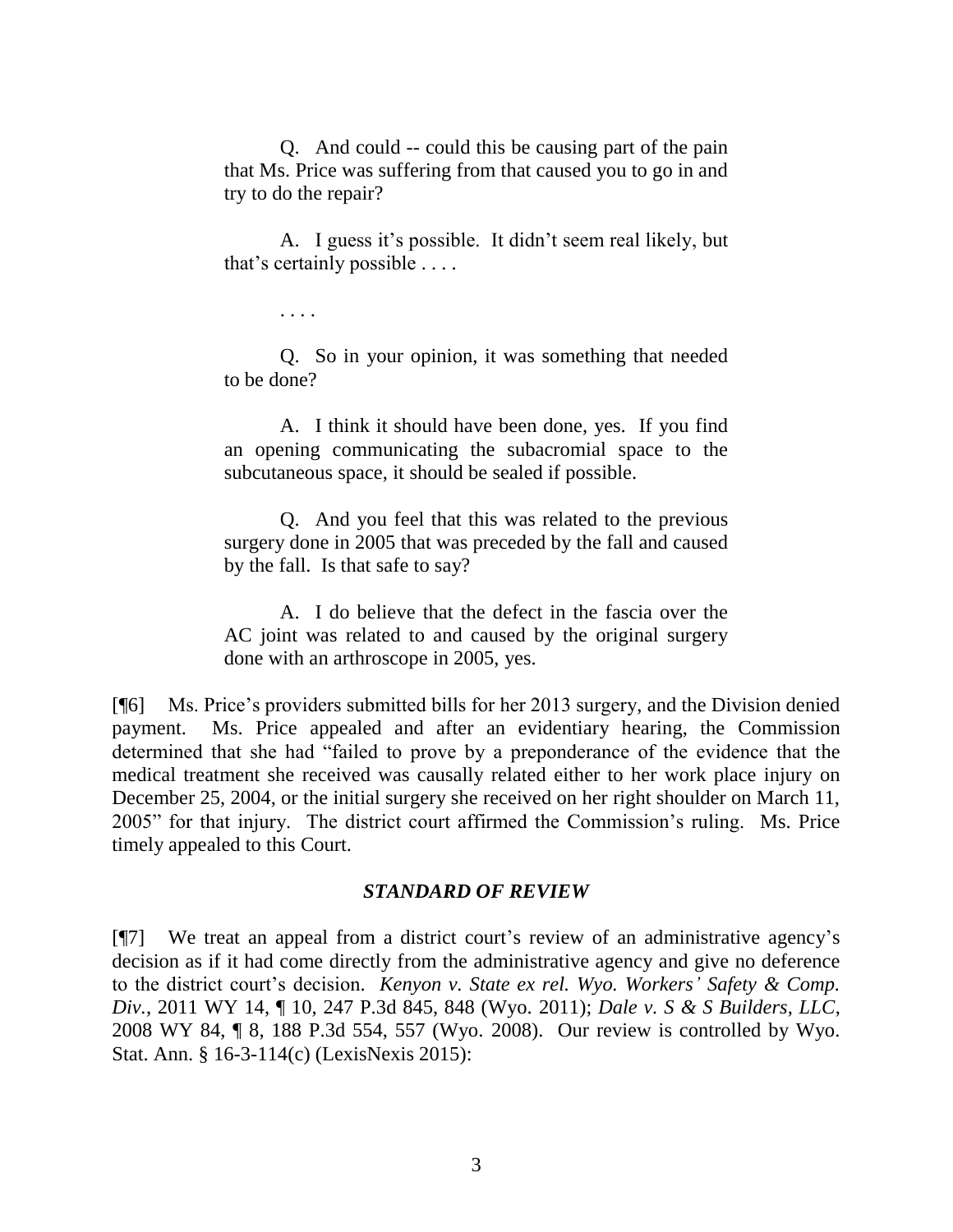> Q. And could -- could this be causing part of the pain that Ms. Price was suffering from that caused you to go in and try to do the repair?
>
> A. I guess it's possible. It didn't seem real likely, but that's certainly possible . . . .
>
> . . . .
>
> Q. So in your opinion, it was something that needed to be done?
>
> A. I think it should have been done, yes. If you find an opening communicating the subacromial space to the subcutaneous space, it should be sealed if possible.
>
> Q. And you feel that this was related to the previous surgery done in 2005 that was preceded by the fall and caused by the fall. Is that safe to say?
>
> A. I do believe that the defect in the fascia over the AC joint was related to and caused by the original surgery done with an arthroscope in 2005, yes.

[¶6] Ms. Price's providers submitted bills for her 2013 surgery, and the Division denied payment. Ms. Price appealed and after an evidentiary hearing, the Commission determined that she had "failed to prove by a preponderance of the evidence that the medical treatment she received was causally related either to her work place injury on December 25, 2004, or the initial surgery she received on her right shoulder on March 11, 2005" for that injury. The district court affirmed the Commission's ruling. Ms. Price timely appealed to this Court.

## *STANDARD OF REVIEW*

[¶7] We treat an appeal from a district court's review of an administrative agency's decision as if it had come directly from the administrative agency and give no deference to the district court's decision. *Kenyon v. State ex rel. Wyo. Workers' Safety & Comp. Div.*, 2011 WY 14, ¶ 10, 247 P.3d 845, 848 (Wyo. 2011); *Dale v. S & S Builders, LLC*, 2008 WY 84, ¶ 8, 188 P.3d 554, 557 (Wyo. 2008). Our review is controlled by Wyo. Stat. Ann. § 16-3-114(c) (LexisNexis 2015):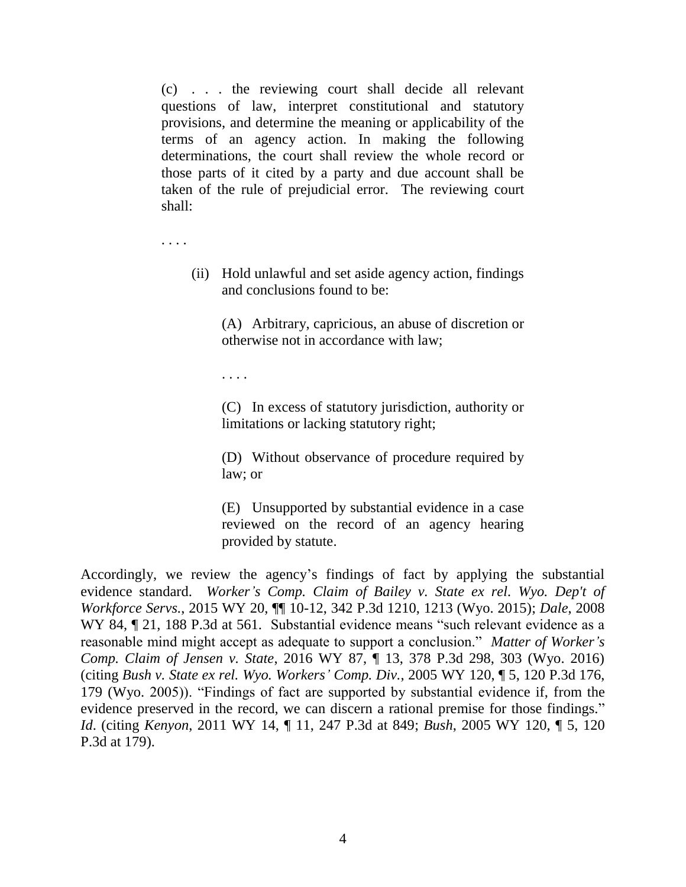> (c) . . . the reviewing court shall decide all relevant questions of law, interpret constitutional and statutory provisions, and determine the meaning or applicability of the terms of an agency action. In making the following determinations, the court shall review the whole record or those parts of it cited by a party and due account shall be taken of the rule of prejudicial error. The reviewing court shall:
>
> . . . .
>
> > (ii) Hold unlawful and set aside agency action, findings and conclusions found to be:
> >
> > > (A) Arbitrary, capricious, an abuse of discretion or otherwise not in accordance with law;
> > >
> > > . . . .
> > >
> > > (C) In excess of statutory jurisdiction, authority or limitations or lacking statutory right;
> > >
> > > (D) Without observance of procedure required by law; or
> > >
> > > (E) Unsupported by substantial evidence in a case reviewed on the record of an agency hearing provided by statute.

Accordingly, we review the agency's findings of fact by applying the substantial evidence standard. *Worker's Comp. Claim of Bailey v. State ex rel. Wyo. Dep't of Workforce Servs.*, 2015 WY 20, ¶¶ 10-12, 342 P.3d 1210, 1213 (Wyo. 2015); *Dale*, 2008 WY 84, ¶ 21, 188 P.3d at 561. Substantial evidence means "such relevant evidence as a reasonable mind might accept as adequate to support a conclusion." *Matter of Worker's Comp. Claim of Jensen v. State*, 2016 WY 87, ¶ 13, 378 P.3d 298, 303 (Wyo. 2016) (citing *Bush v. State ex rel. Wyo. Workers' Comp. Div.*, 2005 WY 120, ¶ 5, 120 P.3d 176, 179 (Wyo. 2005)). "Findings of fact are supported by substantial evidence if, from the evidence preserved in the record, we can discern a rational premise for those findings." *Id*. (citing *Kenyon*, 2011 WY 14, ¶ 11, 247 P.3d at 849; *Bush*, 2005 WY 120, ¶ 5, 120 P.3d at 179).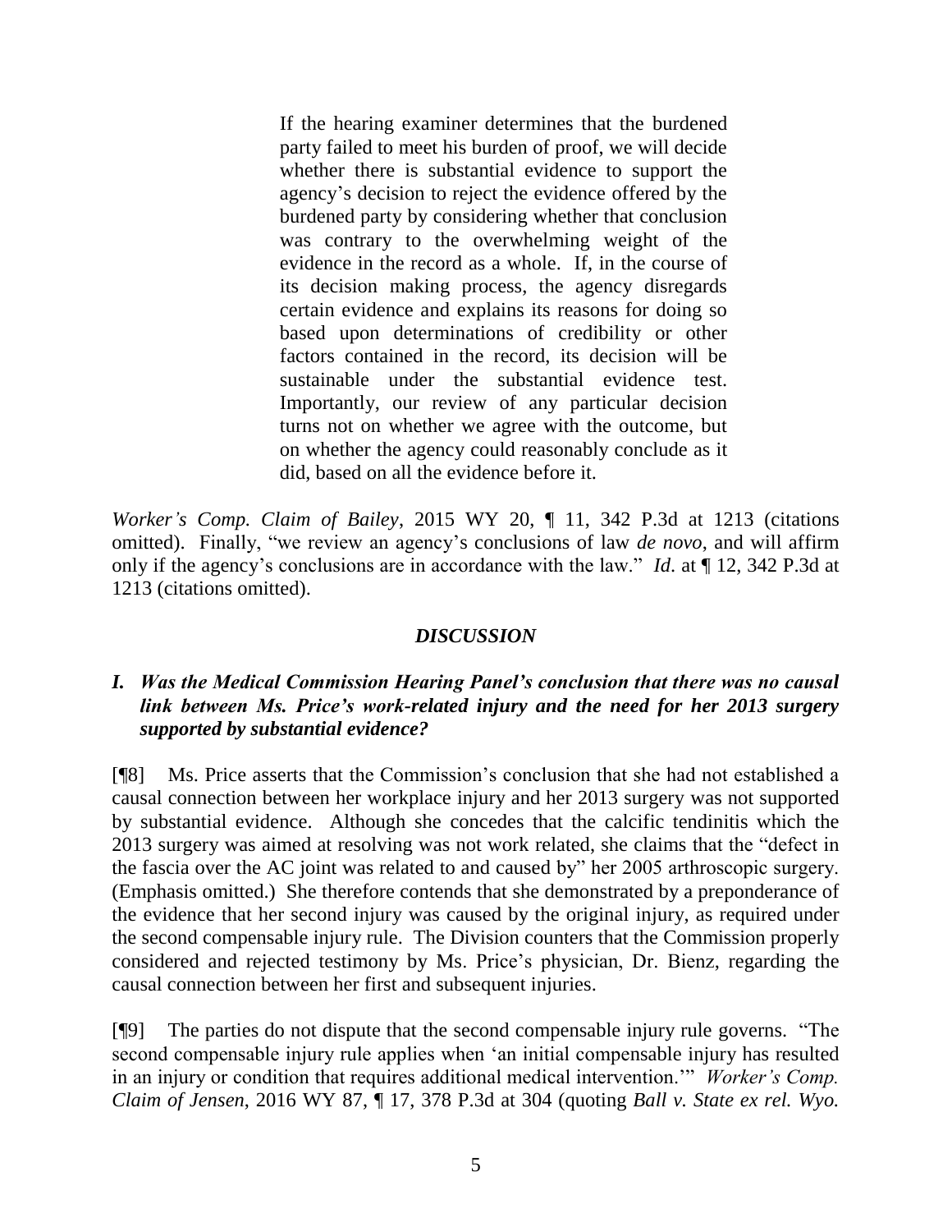> If the hearing examiner determines that the burdened party failed to meet his burden of proof, we will decide whether there is substantial evidence to support the agency's decision to reject the evidence offered by the burdened party by considering whether that conclusion was contrary to the overwhelming weight of the evidence in the record as a whole. If, in the course of its decision making process, the agency disregards certain evidence and explains its reasons for doing so based upon determinations of credibility or other factors contained in the record, its decision will be sustainable under the substantial evidence test. Importantly, our review of any particular decision turns not on whether we agree with the outcome, but on whether the agency could reasonably conclude as it did, based on all the evidence before it.

*Worker's Comp. Claim of Bailey*, 2015 WY 20, ¶ 11, 342 P.3d at 1213 (citations omitted). Finally, "we review an agency's conclusions of law *de novo*, and will affirm only if the agency's conclusions are in accordance with the law." *Id*. at ¶ 12, 342 P.3d at 1213 (citations omitted).

## *DISCUSSION*

### *I. Was the Medical Commission Hearing Panel's conclusion that there was no causal link between Ms. Price's work-related injury and the need for her 2013 surgery supported by substantial evidence?*

[¶8] Ms. Price asserts that the Commission's conclusion that she had not established a causal connection between her workplace injury and her 2013 surgery was not supported by substantial evidence. Although she concedes that the calcific tendinitis which the 2013 surgery was aimed at resolving was not work related, she claims that the "defect in the fascia over the AC joint was related to and caused by" her 2005 arthroscopic surgery. (Emphasis omitted.) She therefore contends that she demonstrated by a preponderance of the evidence that her second injury was caused by the original injury, as required under the second compensable injury rule. The Division counters that the Commission properly considered and rejected testimony by Ms. Price's physician, Dr. Bienz, regarding the causal connection between her first and subsequent injuries.

[¶9] The parties do not dispute that the second compensable injury rule governs. "The second compensable injury rule applies when 'an initial compensable injury has resulted in an injury or condition that requires additional medical intervention.'" *Worker's Comp. Claim of Jensen*, 2016 WY 87, ¶ 17, 378 P.3d at 304 (quoting *Ball v. State ex rel. Wyo.*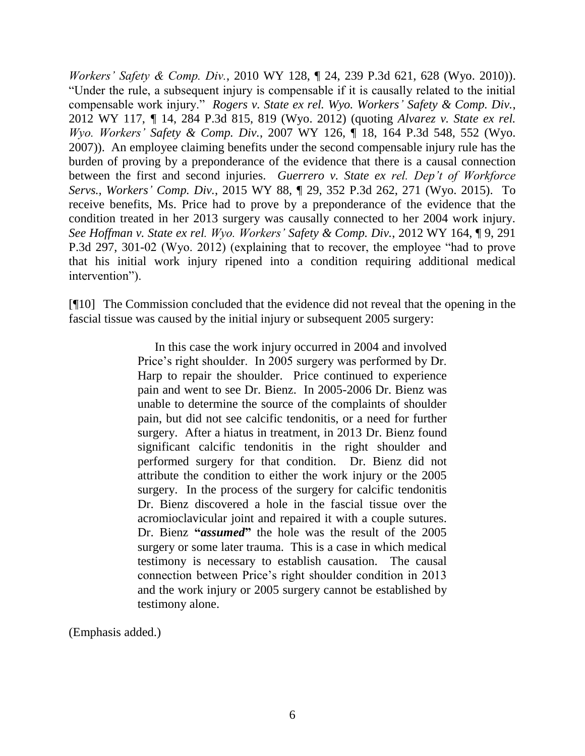*Workers' Safety & Comp. Div.*, 2010 WY 128, ¶ 24, 239 P.3d 621, 628 (Wyo. 2010)). "Under the rule, a subsequent injury is compensable if it is causally related to the initial compensable work injury." *Rogers v. State ex rel. Wyo. Workers' Safety & Comp. Div.*, 2012 WY 117, ¶ 14, 284 P.3d 815, 819 (Wyo. 2012) (quoting *Alvarez v. State ex rel. Wyo. Workers' Safety & Comp. Div.*, 2007 WY 126, ¶ 18, 164 P.3d 548, 552 (Wyo. 2007)). An employee claiming benefits under the second compensable injury rule has the burden of proving by a preponderance of the evidence that there is a causal connection between the first and second injuries. *Guerrero v. State ex rel. Dep't of Workforce Servs., Workers' Comp. Div.*, 2015 WY 88, ¶ 29, 352 P.3d 262, 271 (Wyo. 2015). To receive benefits, Ms. Price had to prove by a preponderance of the evidence that the condition treated in her 2013 surgery was causally connected to her 2004 work injury. *See Hoffman v. State ex rel. Wyo. Workers' Safety & Comp. Div.*, 2012 WY 164, ¶ 9, 291 P.3d 297, 301-02 (Wyo. 2012) (explaining that to recover, the employee "had to prove that his initial work injury ripened into a condition requiring additional medical intervention").

[¶10] The Commission concluded that the evidence did not reveal that the opening in the fascial tissue was caused by the initial injury or subsequent 2005 surgery:

> In this case the work injury occurred in 2004 and involved Price's right shoulder. In 2005 surgery was performed by Dr. Harp to repair the shoulder. Price continued to experience pain and went to see Dr. Bienz. In 2005-2006 Dr. Bienz was unable to determine the source of the complaints of shoulder pain, but did not see calcific tendonitis, or a need for further surgery. After a hiatus in treatment, in 2013 Dr. Bienz found significant calcific tendonitis in the right shoulder and performed surgery for that condition. Dr. Bienz did not attribute the condition to either the work injury or the 2005 surgery. In the process of the surgery for calcific tendonitis Dr. Bienz discovered a hole in the fascial tissue over the acromioclavicular joint and repaired it with a couple sutures. Dr. Bienz **"*assumed*"** the hole was the result of the 2005 surgery or some later trauma. This is a case in which medical testimony is necessary to establish causation. The causal connection between Price's right shoulder condition in 2013 and the work injury or 2005 surgery cannot be established by testimony alone.

(Emphasis added.)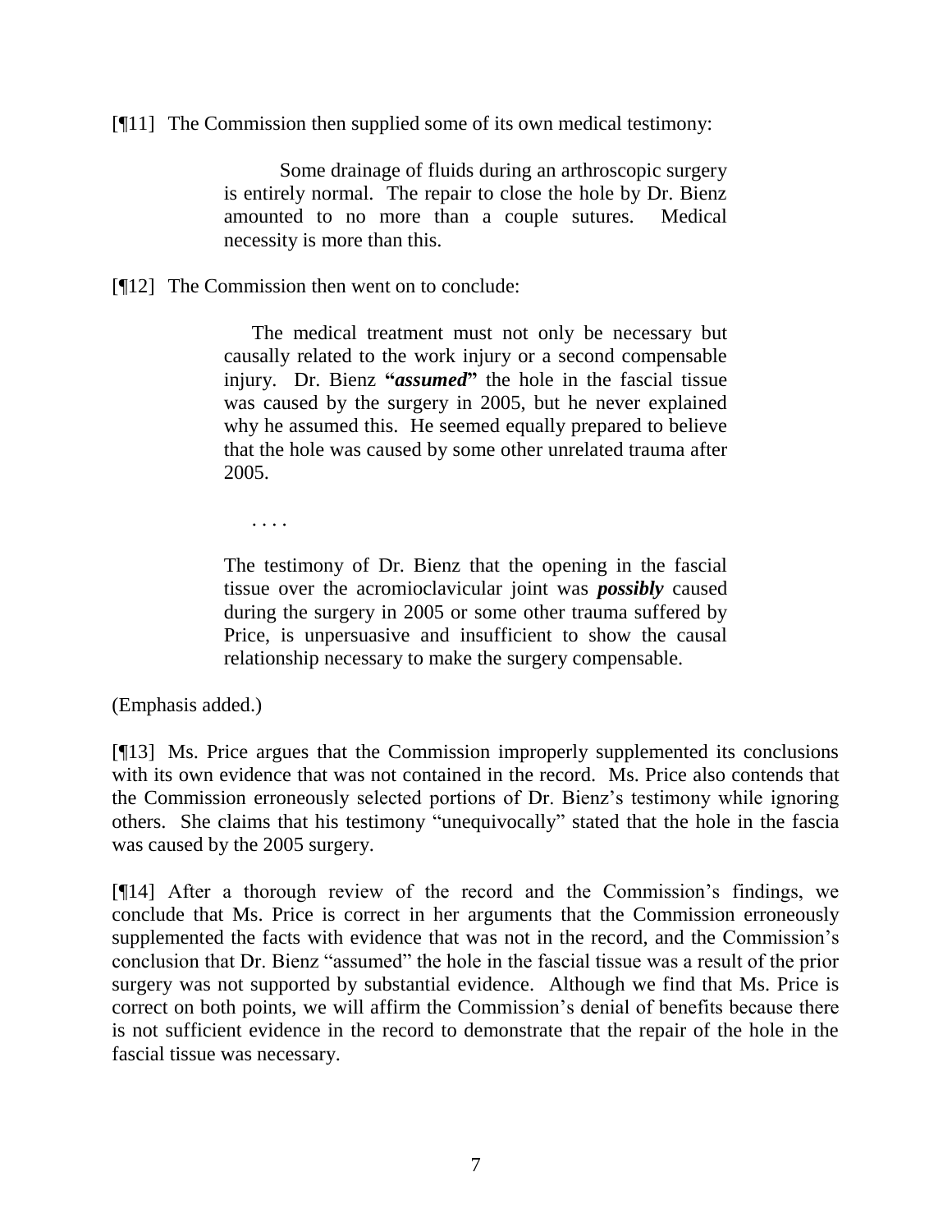[¶11] The Commission then supplied some of its own medical testimony:

> Some drainage of fluids during an arthroscopic surgery is entirely normal. The repair to close the hole by Dr. Bienz amounted to no more than a couple sutures. Medical necessity is more than this.

[¶12] The Commission then went on to conclude:

> The medical treatment must not only be necessary but causally related to the work injury or a second compensable injury. Dr. Bienz **"*assumed*"** the hole in the fascial tissue was caused by the surgery in 2005, but he never explained why he assumed this. He seemed equally prepared to believe that the hole was caused by some other unrelated trauma after 2005.
>
> . . . .
>
> The testimony of Dr. Bienz that the opening in the fascial tissue over the acromioclavicular joint was ***possibly*** caused during the surgery in 2005 or some other trauma suffered by Price, is unpersuasive and insufficient to show the causal relationship necessary to make the surgery compensable.

(Emphasis added.)

[¶13] Ms. Price argues that the Commission improperly supplemented its conclusions with its own evidence that was not contained in the record. Ms. Price also contends that the Commission erroneously selected portions of Dr. Bienz's testimony while ignoring others. She claims that his testimony "unequivocally" stated that the hole in the fascia was caused by the 2005 surgery.

[¶14] After a thorough review of the record and the Commission's findings, we conclude that Ms. Price is correct in her arguments that the Commission erroneously supplemented the facts with evidence that was not in the record, and the Commission's conclusion that Dr. Bienz "assumed" the hole in the fascial tissue was a result of the prior surgery was not supported by substantial evidence. Although we find that Ms. Price is correct on both points, we will affirm the Commission's denial of benefits because there is not sufficient evidence in the record to demonstrate that the repair of the hole in the fascial tissue was necessary.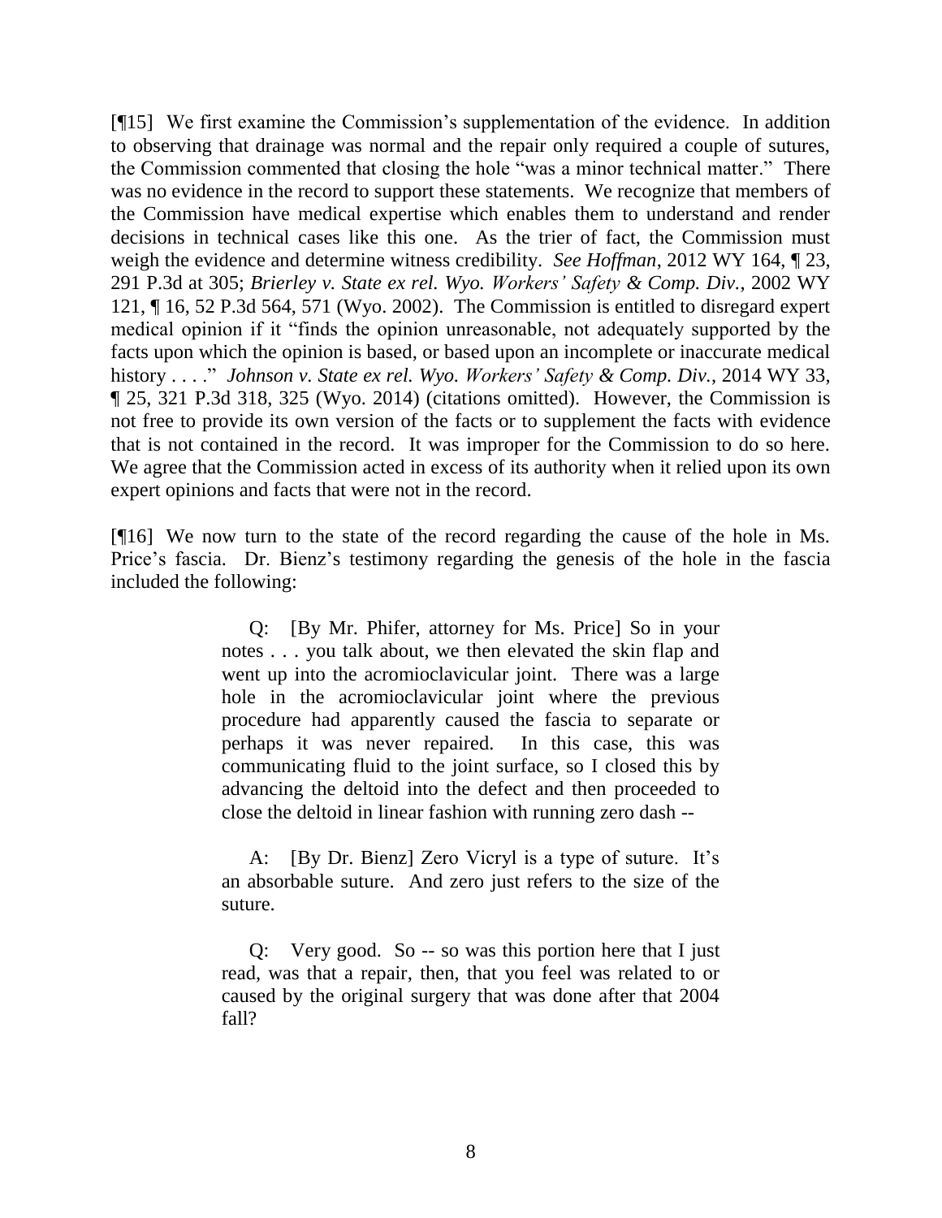[¶15] We first examine the Commission's supplementation of the evidence. In addition to observing that drainage was normal and the repair only required a couple of sutures, the Commission commented that closing the hole "was a minor technical matter." There was no evidence in the record to support these statements. We recognize that members of the Commission have medical expertise which enables them to understand and render decisions in technical cases like this one. As the trier of fact, the Commission must weigh the evidence and determine witness credibility. *See Hoffman*, 2012 WY 164, ¶ 23, 291 P.3d at 305; *Brierley v. State ex rel. Wyo. Workers' Safety & Comp. Div.*, 2002 WY 121, ¶ 16, 52 P.3d 564, 571 (Wyo. 2002). The Commission is entitled to disregard expert medical opinion if it "finds the opinion unreasonable, not adequately supported by the facts upon which the opinion is based, or based upon an incomplete or inaccurate medical history . . . ." *Johnson v. State ex rel. Wyo. Workers' Safety & Comp. Div.*, 2014 WY 33, ¶ 25, 321 P.3d 318, 325 (Wyo. 2014) (citations omitted). However, the Commission is not free to provide its own version of the facts or to supplement the facts with evidence that is not contained in the record. It was improper for the Commission to do so here. We agree that the Commission acted in excess of its authority when it relied upon its own expert opinions and facts that were not in the record.

[¶16] We now turn to the state of the record regarding the cause of the hole in Ms. Price's fascia. Dr. Bienz's testimony regarding the genesis of the hole in the fascia included the following:

> Q: [By Mr. Phifer, attorney for Ms. Price] So in your notes . . . you talk about, we then elevated the skin flap and went up into the acromioclavicular joint. There was a large hole in the acromioclavicular joint where the previous procedure had apparently caused the fascia to separate or perhaps it was never repaired. In this case, this was communicating fluid to the joint surface, so I closed this by advancing the deltoid into the defect and then proceeded to close the deltoid in linear fashion with running zero dash --
>
> A: [By Dr. Bienz] Zero Vicryl is a type of suture. It's an absorbable suture. And zero just refers to the size of the suture.
>
> Q: Very good. So -- so was this portion here that I just read, was that a repair, then, that you feel was related to or caused by the original surgery that was done after that 2004 fall?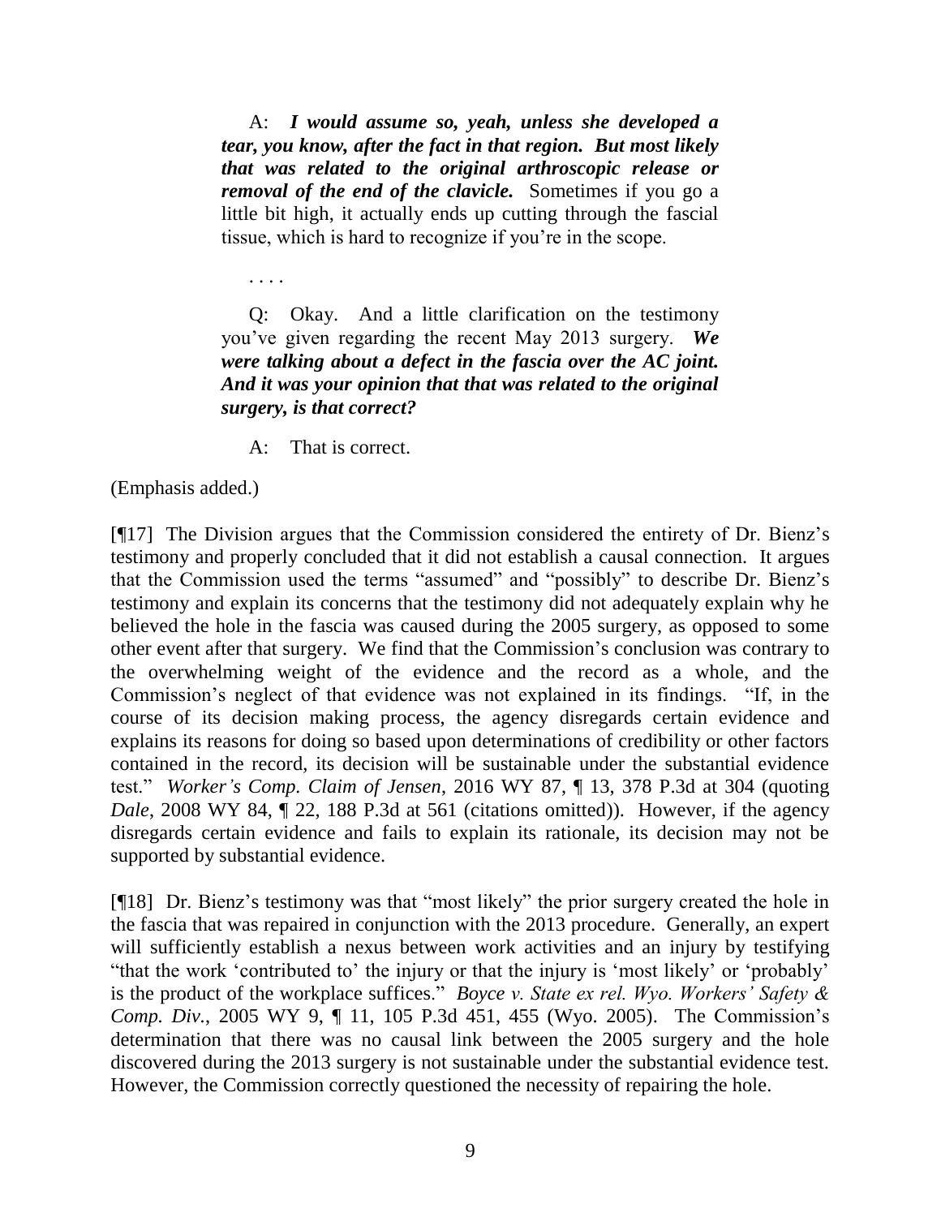> A: ***I would assume so, yeah, unless she developed a tear, you know, after the fact in that region. But most likely that was related to the original arthroscopic release or removal of the end of the clavicle.*** Sometimes if you go a little bit high, it actually ends up cutting through the fascial tissue, which is hard to recognize if you're in the scope.
>
> . . . .
>
> Q: Okay. And a little clarification on the testimony you've given regarding the recent May 2013 surgery. ***We were talking about a defect in the fascia over the AC joint. And it was your opinion that that was related to the original surgery, is that correct?***
>
> A: That is correct.

(Emphasis added.)

[¶17] The Division argues that the Commission considered the entirety of Dr. Bienz's testimony and properly concluded that it did not establish a causal connection. It argues that the Commission used the terms "assumed" and "possibly" to describe Dr. Bienz's testimony and explain its concerns that the testimony did not adequately explain why he believed the hole in the fascia was caused during the 2005 surgery, as opposed to some other event after that surgery. We find that the Commission's conclusion was contrary to the overwhelming weight of the evidence and the record as a whole, and the Commission's neglect of that evidence was not explained in its findings. "If, in the course of its decision making process, the agency disregards certain evidence and explains its reasons for doing so based upon determinations of credibility or other factors contained in the record, its decision will be sustainable under the substantial evidence test." *Worker's Comp. Claim of Jensen*, 2016 WY 87, ¶ 13, 378 P.3d at 304 (quoting *Dale*, 2008 WY 84, ¶ 22, 188 P.3d at 561 (citations omitted)). However, if the agency disregards certain evidence and fails to explain its rationale, its decision may not be supported by substantial evidence.

[¶18] Dr. Bienz's testimony was that "most likely" the prior surgery created the hole in the fascia that was repaired in conjunction with the 2013 procedure. Generally, an expert will sufficiently establish a nexus between work activities and an injury by testifying "that the work 'contributed to' the injury or that the injury is 'most likely' or 'probably' is the product of the workplace suffices." *Boyce v. State ex rel. Wyo. Workers' Safety & Comp. Div.*, 2005 WY 9, ¶ 11, 105 P.3d 451, 455 (Wyo. 2005). The Commission's determination that there was no causal link between the 2005 surgery and the hole discovered during the 2013 surgery is not sustainable under the substantial evidence test. However, the Commission correctly questioned the necessity of repairing the hole.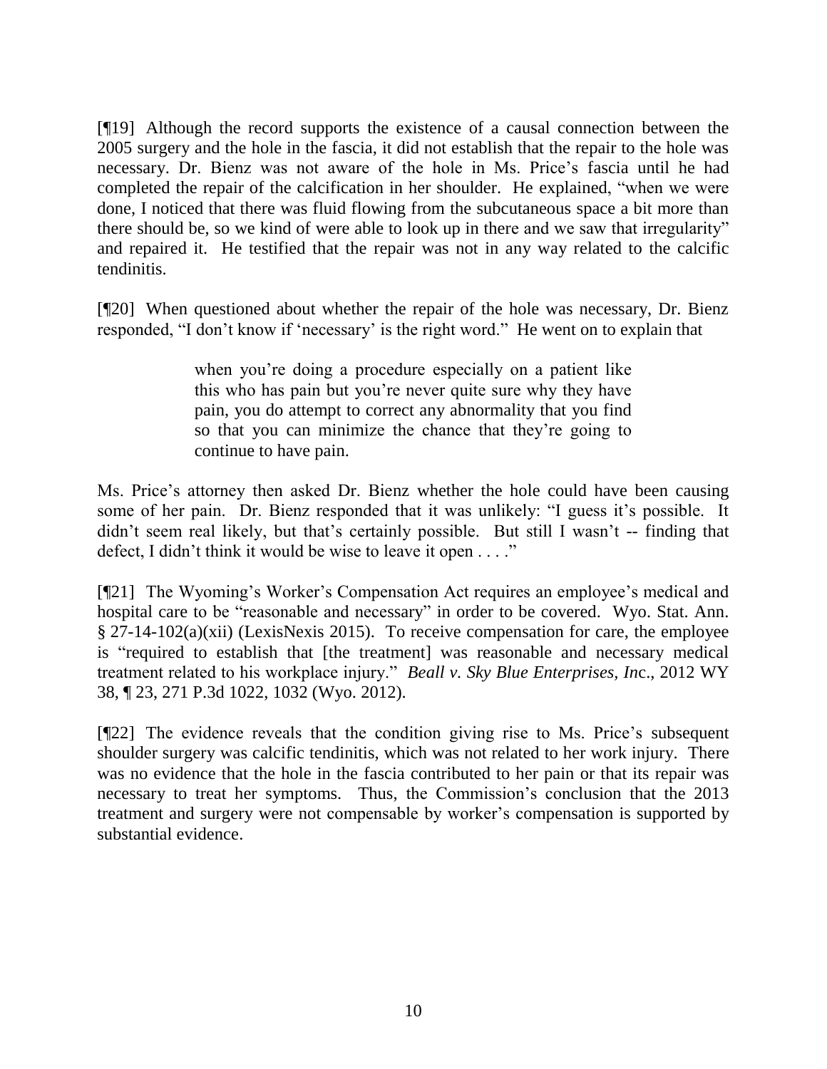[¶19] Although the record supports the existence of a causal connection between the 2005 surgery and the hole in the fascia, it did not establish that the repair to the hole was necessary. Dr. Bienz was not aware of the hole in Ms. Price's fascia until he had completed the repair of the calcification in her shoulder. He explained, "when we were done, I noticed that there was fluid flowing from the subcutaneous space a bit more than there should be, so we kind of were able to look up in there and we saw that irregularity" and repaired it. He testified that the repair was not in any way related to the calcific tendinitis.

[¶20] When questioned about whether the repair of the hole was necessary, Dr. Bienz responded, "I don't know if 'necessary' is the right word." He went on to explain that

> when you're doing a procedure especially on a patient like this who has pain but you're never quite sure why they have pain, you do attempt to correct any abnormality that you find so that you can minimize the chance that they're going to continue to have pain.

Ms. Price's attorney then asked Dr. Bienz whether the hole could have been causing some of her pain. Dr. Bienz responded that it was unlikely: "I guess it's possible. It didn't seem real likely, but that's certainly possible. But still I wasn't -- finding that defect, I didn't think it would be wise to leave it open . . . ."

[¶21] The Wyoming's Worker's Compensation Act requires an employee's medical and hospital care to be "reasonable and necessary" in order to be covered. Wyo. Stat. Ann. § 27-14-102(a)(xii) (LexisNexis 2015). To receive compensation for care, the employee is "required to establish that [the treatment] was reasonable and necessary medical treatment related to his workplace injury." *Beall v. Sky Blue Enterprises, Inc*., 2012 WY 38, ¶ 23, 271 P.3d 1022, 1032 (Wyo. 2012).

[¶22] The evidence reveals that the condition giving rise to Ms. Price's subsequent shoulder surgery was calcific tendinitis, which was not related to her work injury. There was no evidence that the hole in the fascia contributed to her pain or that its repair was necessary to treat her symptoms. Thus, the Commission's conclusion that the 2013 treatment and surgery were not compensable by worker's compensation is supported by substantial evidence.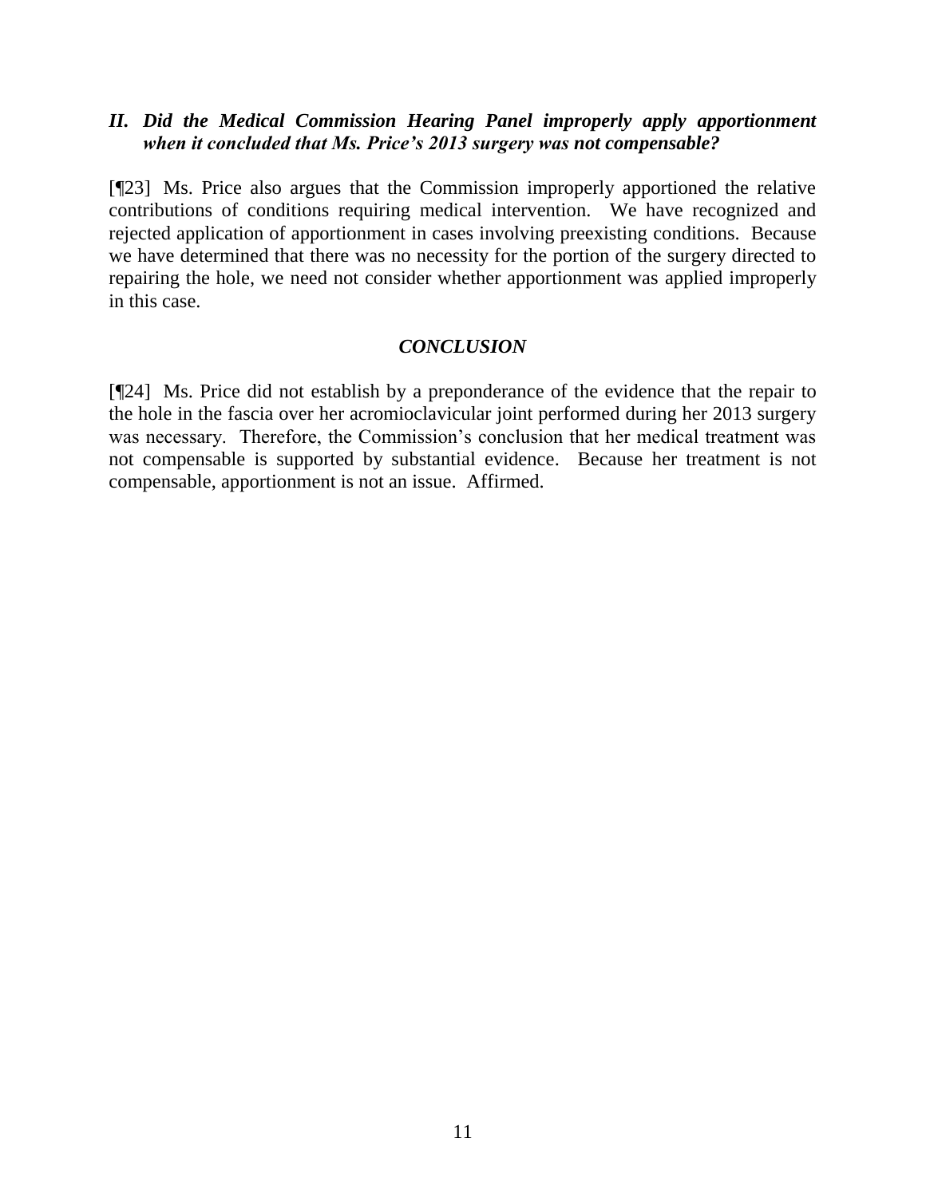### *II. Did the Medical Commission Hearing Panel improperly apply apportionment when it concluded that Ms. Price's 2013 surgery was not compensable?*

[¶23] Ms. Price also argues that the Commission improperly apportioned the relative contributions of conditions requiring medical intervention. We have recognized and rejected application of apportionment in cases involving preexisting conditions. Because we have determined that there was no necessity for the portion of the surgery directed to repairing the hole, we need not consider whether apportionment was applied improperly in this case.

## *CONCLUSION*

[¶24] Ms. Price did not establish by a preponderance of the evidence that the repair to the hole in the fascia over her acromioclavicular joint performed during her 2013 surgery was necessary. Therefore, the Commission's conclusion that her medical treatment was not compensable is supported by substantial evidence. Because her treatment is not compensable, apportionment is not an issue. Affirmed.